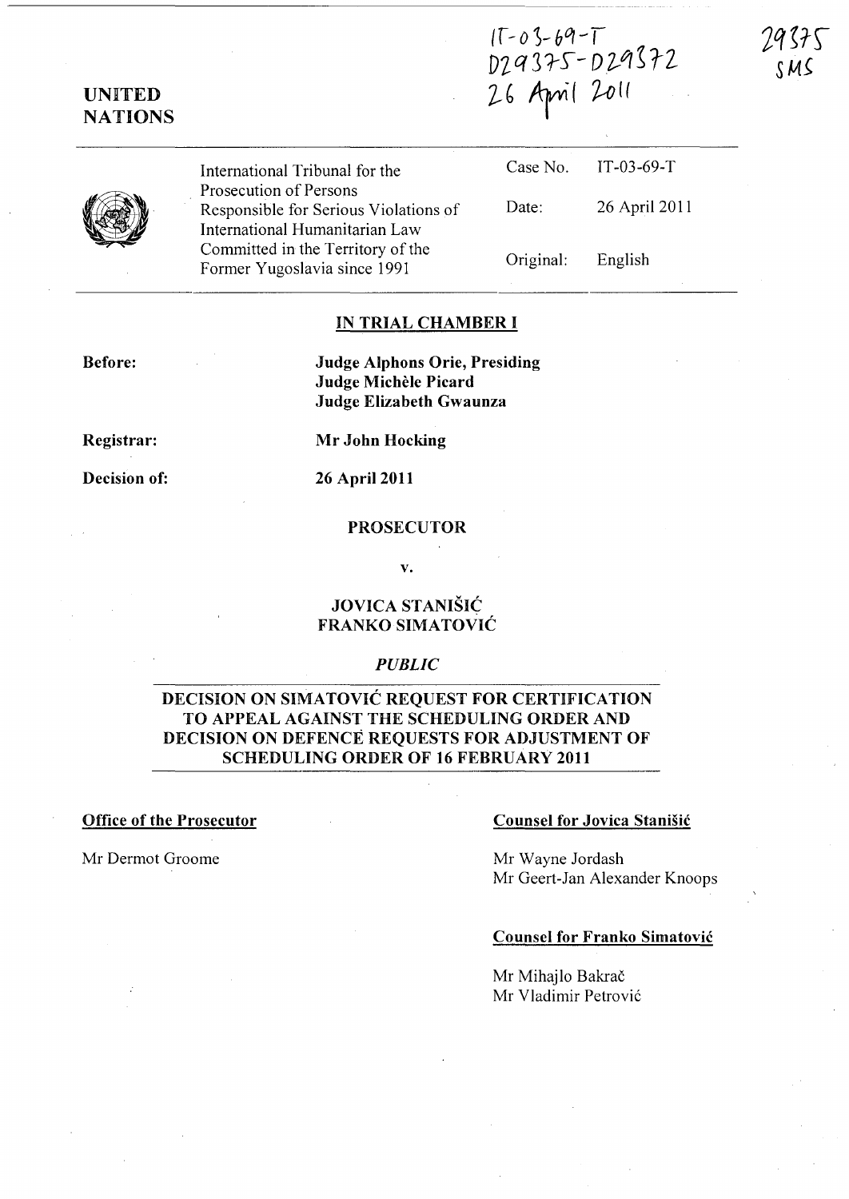IT-03-69-T
D29375-D29372
26 April 2011

29375
SMS

**UNITED NATIONS**

| | | |
|---|---|---|
| International Tribunal for the Prosecution of Persons Responsible for Serious Violations of International Humanitarian Law Committed in the Territory of the Former Yugoslavia since 1991 | Case No. | IT-03-69-T |
| | Date: | 26 April 2011 |
| | Original: | English |

## IN TRIAL CHAMBER I

**Before:** **Judge Alphons Orie, Presiding**
**Judge Michèle Picard**
**Judge Elizabeth Gwaunza**

**Registrar:** **Mr John Hocking**

**Decision of:** **26 April 2011**

**PROSECUTOR**

**v.**

**JOVICA STANIŠIĆ**
**FRANKO SIMATOVIĆ**

*PUBLIC*

## DECISION ON SIMATOVIĆ REQUEST FOR CERTIFICATION TO APPEAL AGAINST THE SCHEDULING ORDER AND DECISION ON DEFENCE REQUESTS FOR ADJUSTMENT OF SCHEDULING ORDER OF 16 FEBRUARY 2011

**Office of the Prosecutor**

Mr Dermot Groome

**Counsel for Jovica Stanišić**

Mr Wayne Jordash
Mr Geert-Jan Alexander Knoops

**Counsel for Franko Simatović**

Mr Mihajlo Bakrač
Mr Vladimir Petrović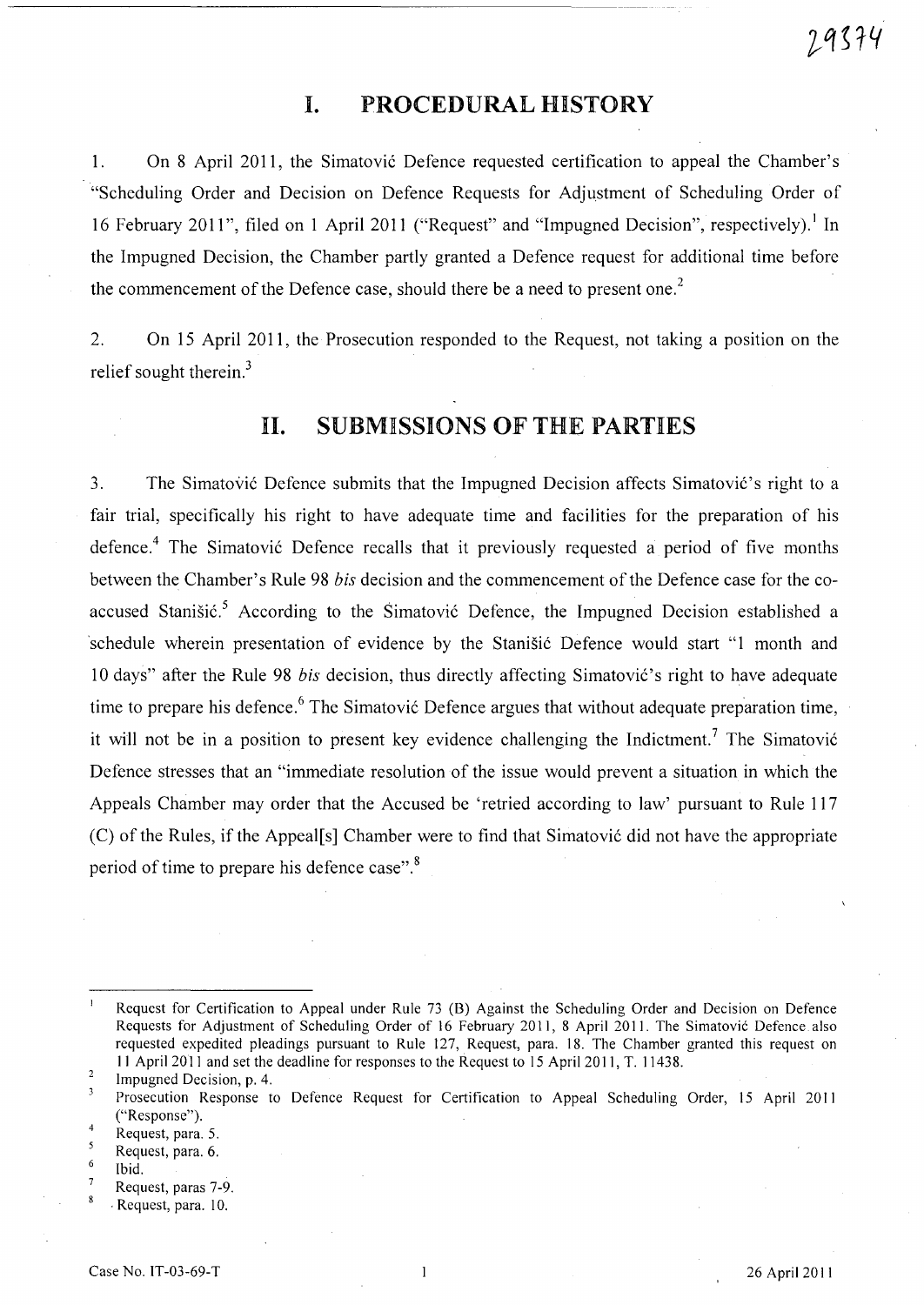# I. PROCEDURAL HISTORY

1. On 8 April 2011, the Simatović Defence requested certification to appeal the Chamber's "Scheduling Order and Decision on Defence Requests for Adjustment of Scheduling Order of 16 February 2011", filed on 1 April 2011 ("Request" and "Impugned Decision", respectively).[1] In the Impugned Decision, the Chamber partly granted a Defence request for additional time before the commencement of the Defence case, should there be a need to present one.[2]

2. On 15 April 2011, the Prosecution responded to the Request, not taking a position on the relief sought therein.[3]

# II. SUBMISSIONS OF THE PARTIES

3. The Simatović Defence submits that the Impugned Decision affects Simatović's right to a fair trial, specifically his right to have adequate time and facilities for the preparation of his defence.[4] The Simatović Defence recalls that it previously requested a period of five months between the Chamber's Rule 98 *bis* decision and the commencement of the Defence case for the co-accused Stanišić.[5] According to the Simatović Defence, the Impugned Decision established a schedule wherein presentation of evidence by the Stanišić Defence would start "1 month and 10 days" after the Rule 98 *bis* decision, thus directly affecting Simatović's right to have adequate time to prepare his defence.[6] The Simatović Defence argues that without adequate preparation time, it will not be in a position to present key evidence challenging the Indictment.[7] The Simatović Defence stresses that an "immediate resolution of the issue would prevent a situation in which the Appeals Chamber may order that the Accused be 'retried according to law' pursuant to Rule 117 (C) of the Rules, if the Appeal[s] Chamber were to find that Simatović did not have the appropriate period of time to prepare his defence case".[8]

---

[1] Request for Certification to Appeal under Rule 73 (B) Against the Scheduling Order and Decision on Defence Requests for Adjustment of Scheduling Order of 16 February 2011, 8 April 2011. The Simatović Defence also requested expedited pleadings pursuant to Rule 127, Request, para. 18. The Chamber granted this request on 11 April 2011 and set the deadline for responses to the Request to 15 April 2011, T. 11438.

[2] Impugned Decision, p. 4.

[3] Prosecution Response to Defence Request for Certification to Appeal Scheduling Order, 15 April 2011 ("Response").

[4] Request, para. 5.

[5] Request, para. 6.

[6] Ibid.

[7] Request, paras 7-9.

[8] Request, para. 10.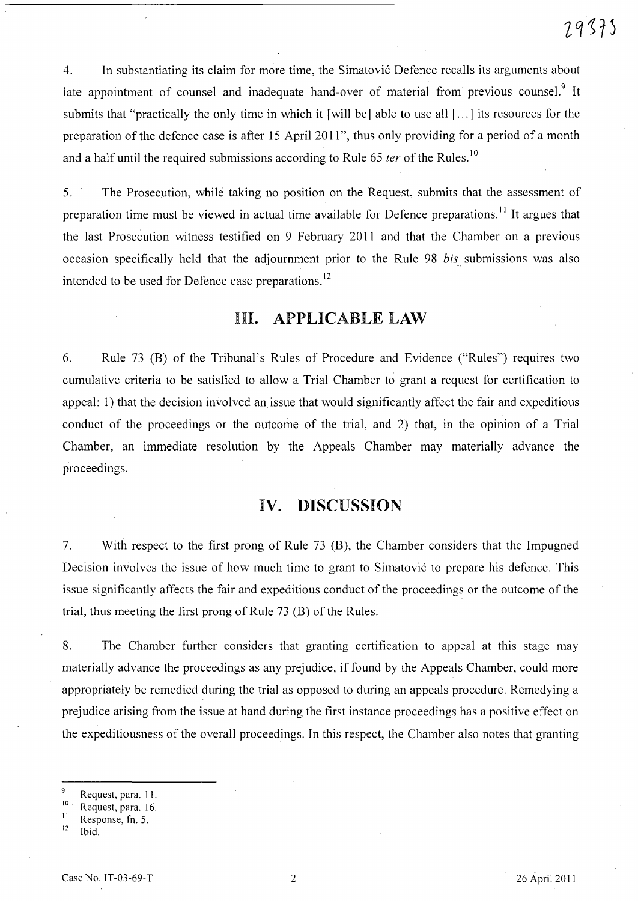4. In substantiating its claim for more time, the Simatović Defence recalls its arguments about late appointment of counsel and inadequate hand-over of material from previous counsel.[9] It submits that "practically the only time in which it [will be] able to use all [...] its resources for the preparation of the defence case is after 15 April 2011", thus only providing for a period of a month and a half until the required submissions according to Rule 65 *ter* of the Rules.[10]

5. The Prosecution, while taking no position on the Request, submits that the assessment of preparation time must be viewed in actual time available for Defence preparations.[11] It argues that the last Prosecution witness testified on 9 February 2011 and that the Chamber on a previous occasion specifically held that the adjournment prior to the Rule 98 *bis* submissions was also intended to be used for Defence case preparations.[12]

## III. APPLICABLE LAW

6. Rule 73 (B) of the Tribunal's Rules of Procedure and Evidence ("Rules") requires two cumulative criteria to be satisfied to allow a Trial Chamber to grant a request for certification to appeal: 1) that the decision involved an issue that would significantly affect the fair and expeditious conduct of the proceedings or the outcome of the trial, and 2) that, in the opinion of a Trial Chamber, an immediate resolution by the Appeals Chamber may materially advance the proceedings.

## IV. DISCUSSION

7. With respect to the first prong of Rule 73 (B), the Chamber considers that the Impugned Decision involves the issue of how much time to grant to Simatović to prepare his defence. This issue significantly affects the fair and expeditious conduct of the proceedings or the outcome of the trial, thus meeting the first prong of Rule 73 (B) of the Rules.

8. The Chamber further considers that granting certification to appeal at this stage may materially advance the proceedings as any prejudice, if found by the Appeals Chamber, could more appropriately be remedied during the trial as opposed to during an appeals procedure. Remedying a prejudice arising from the issue at hand during the first instance proceedings has a positive effect on the expeditiousness of the overall proceedings. In this respect, the Chamber also notes that granting

---

[9] Request, para. 11.
[10] Request, para. 16.
[11] Response, fn. 5.
[12] Ibid.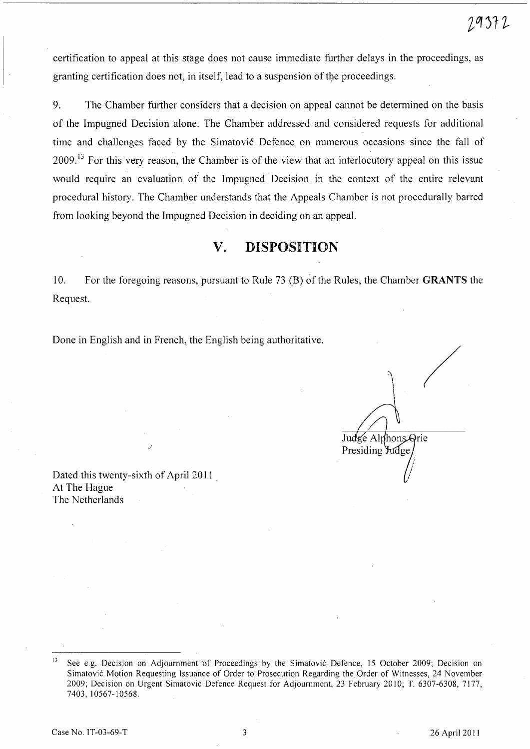certification to appeal at this stage does not cause immediate further delays in the proceedings, as granting certification does not, in itself, lead to a suspension of the proceedings.

9. The Chamber further considers that a decision on appeal cannot be determined on the basis of the Impugned Decision alone. The Chamber addressed and considered requests for additional time and challenges faced by the Simatović Defence on numerous occasions since the fall of 2009.[13] For this very reason, the Chamber is of the view that an interlocutory appeal on this issue would require an evaluation of the Impugned Decision in the context of the entire relevant procedural history. The Chamber understands that the Appeals Chamber is not procedurally barred from looking beyond the Impugned Decision in deciding on an appeal.

## V. DISPOSITION

10. For the foregoing reasons, pursuant to Rule 73 (B) of the Rules, the Chamber **GRANTS** the Request.

Done in English and in French, the English being authoritative.

Judge Alphons Orie
Presiding Judge

Dated this twenty-sixth of April 2011
At The Hague
The Netherlands

---

[13] See e.g. Decision on Adjournment of Proceedings by the Simatović Defence, 15 October 2009; Decision on Simatović Motion Requesting Issuance of Order to Prosecution Regarding the Order of Witnesses, 24 November 2009; Decision on Urgent Simatović Defence Request for Adjournment, 23 February 2010; T. 6307-6308, 7177, 7403, 10567-10568.